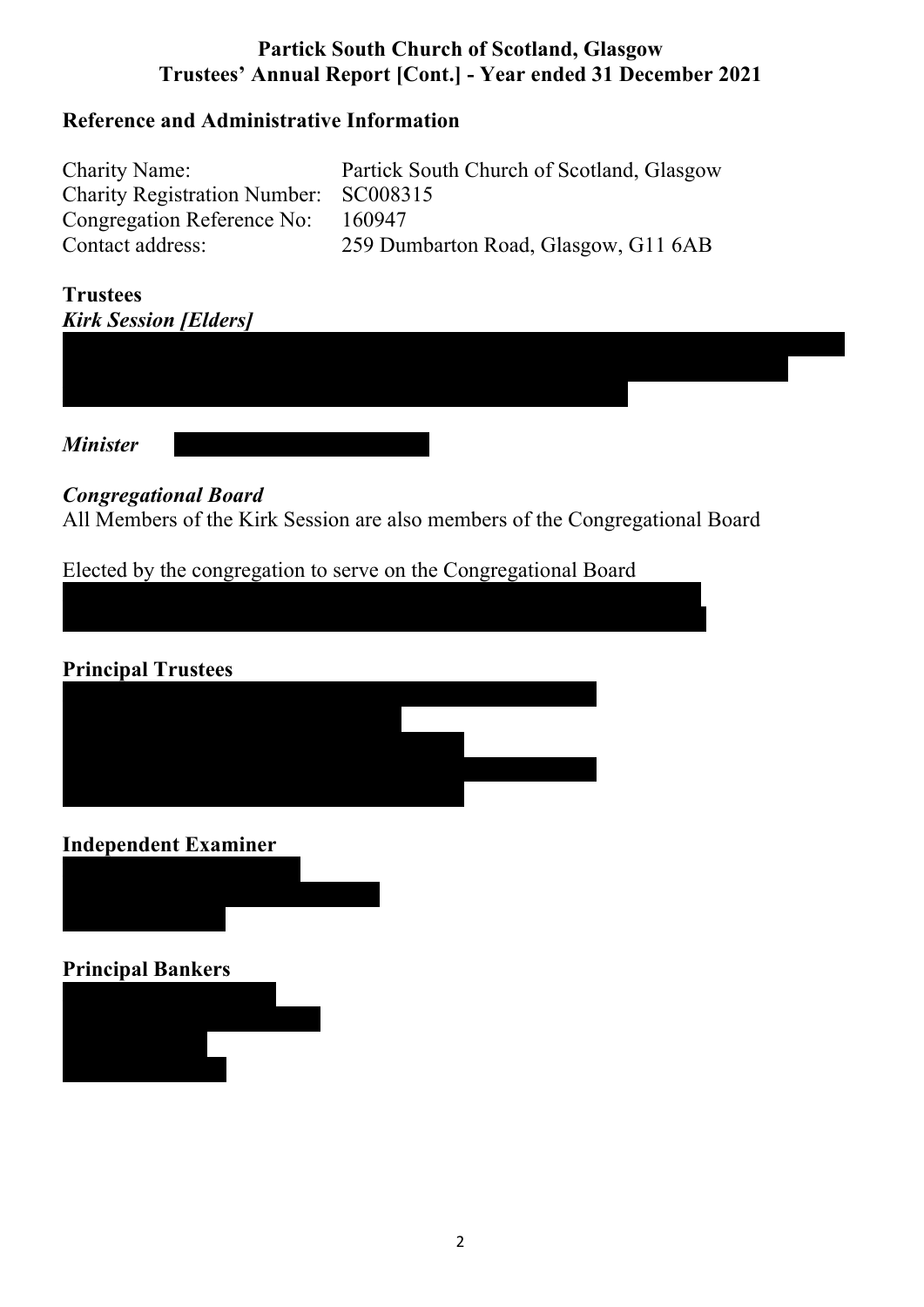# Partick South Church of Scotland, Glasgow
## Trustees' Annual Report [Cont.] - Year ended 31 December 2021

### Reference and Administrative Information

| | |
|---|---|
| Charity Name: | Partick South Church of Scotland, Glasgow |
| Charity Registration Number: | SC008315 |
| Congregation Reference No: | 160947 |
| Contact address: | 259 Dumbarton Road, Glasgow, G11 6AB |

### Trustees

***Kirk Session [Elders]***

***Minister***

***Congregational Board***

All Members of the Kirk Session are also members of the Congregational Board

Elected by the congregation to serve on the Congregational Board

### Principal Trustees

### Independent Examiner

### Principal Bankers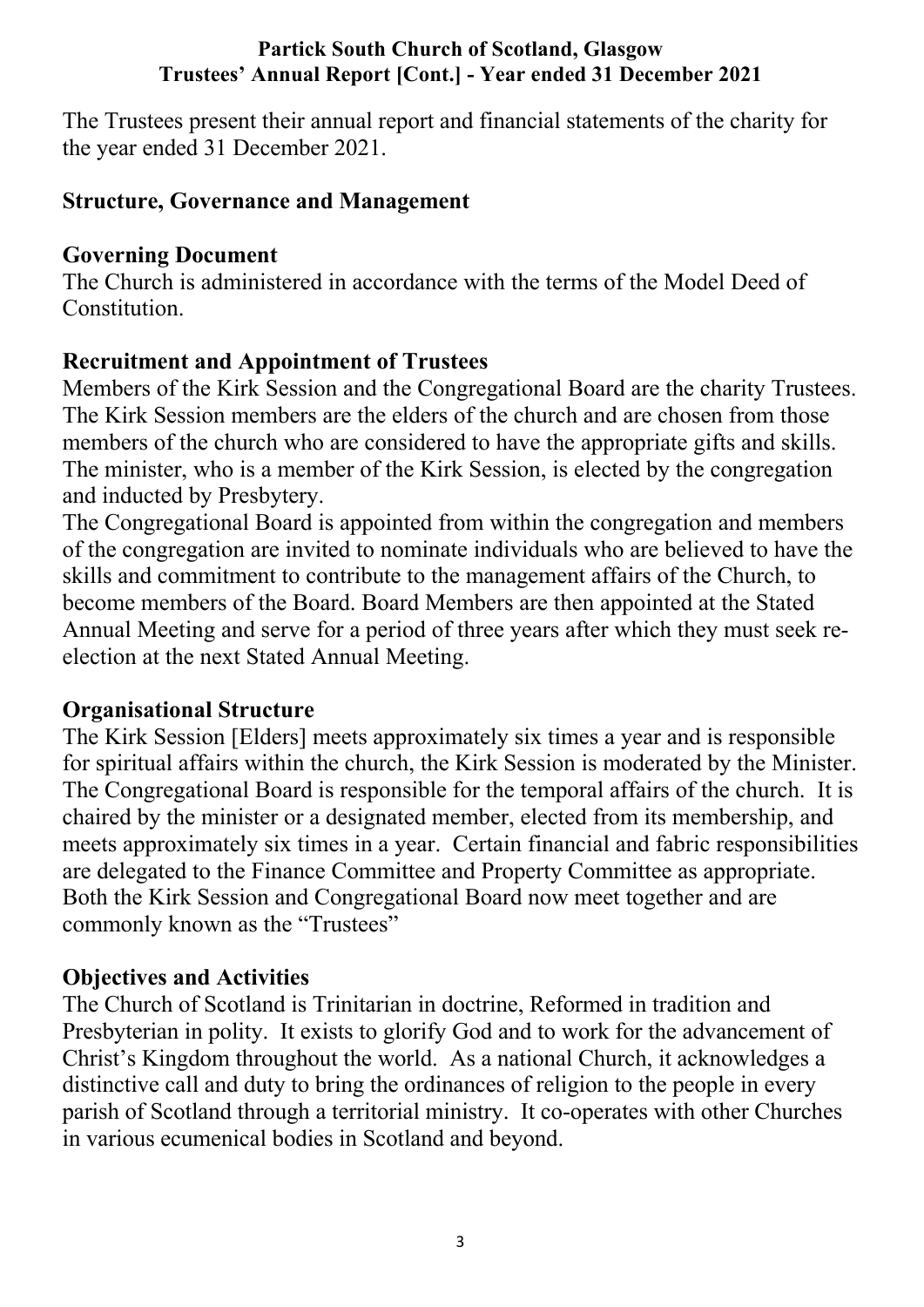**Partick South Church of Scotland, Glasgow**
**Trustees' Annual Report [Cont.] - Year ended 31 December 2021**

The Trustees present their annual report and financial statements of the charity for the year ended 31 December 2021.

## Structure, Governance and Management

### Governing Document

The Church is administered in accordance with the terms of the Model Deed of Constitution.

### Recruitment and Appointment of Trustees

Members of the Kirk Session and the Congregational Board are the charity Trustees. The Kirk Session members are the elders of the church and are chosen from those members of the church who are considered to have the appropriate gifts and skills. The minister, who is a member of the Kirk Session, is elected by the congregation and inducted by Presbytery.

The Congregational Board is appointed from within the congregation and members of the congregation are invited to nominate individuals who are believed to have the skills and commitment to contribute to the management affairs of the Church, to become members of the Board. Board Members are then appointed at the Stated Annual Meeting and serve for a period of three years after which they must seek re-election at the next Stated Annual Meeting.

### Organisational Structure

The Kirk Session [Elders] meets approximately six times a year and is responsible for spiritual affairs within the church, the Kirk Session is moderated by the Minister. The Congregational Board is responsible for the temporal affairs of the church. It is chaired by the minister or a designated member, elected from its membership, and meets approximately six times in a year. Certain financial and fabric responsibilities are delegated to the Finance Committee and Property Committee as appropriate. Both the Kirk Session and Congregational Board now meet together and are commonly known as the "Trustees"

### Objectives and Activities

The Church of Scotland is Trinitarian in doctrine, Reformed in tradition and Presbyterian in polity. It exists to glorify God and to work for the advancement of Christ's Kingdom throughout the world. As a national Church, it acknowledges a distinctive call and duty to bring the ordinances of religion to the people in every parish of Scotland through a territorial ministry. It co-operates with other Churches in various ecumenical bodies in Scotland and beyond.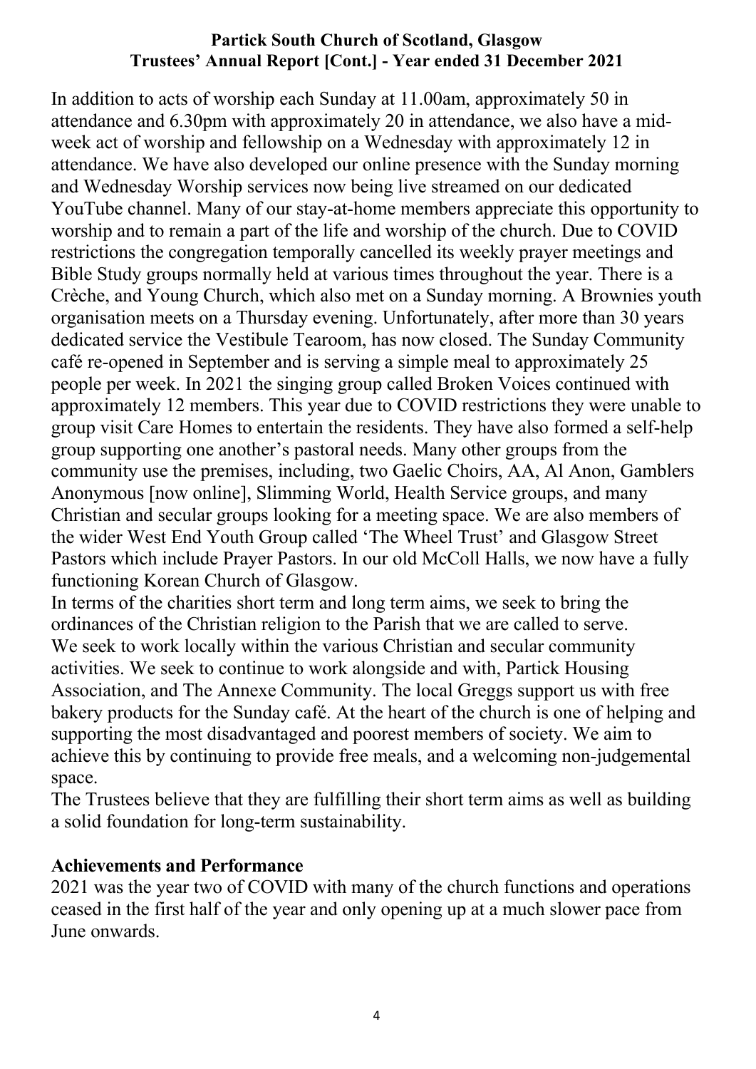In addition to acts of worship each Sunday at 11.00am, approximately 50 in attendance and 6.30pm with approximately 20 in attendance, we also have a mid-week act of worship and fellowship on a Wednesday with approximately 12 in attendance. We have also developed our online presence with the Sunday morning and Wednesday Worship services now being live streamed on our dedicated YouTube channel. Many of our stay-at-home members appreciate this opportunity to worship and to remain a part of the life and worship of the church. Due to COVID restrictions the congregation temporally cancelled its weekly prayer meetings and Bible Study groups normally held at various times throughout the year. There is a Crèche, and Young Church, which also met on a Sunday morning. A Brownies youth organisation meets on a Thursday evening. Unfortunately, after more than 30 years dedicated service the Vestibule Tearoom, has now closed. The Sunday Community café re-opened in September and is serving a simple meal to approximately 25 people per week. In 2021 the singing group called Broken Voices continued with approximately 12 members. This year due to COVID restrictions they were unable to group visit Care Homes to entertain the residents. They have also formed a self-help group supporting one another's pastoral needs. Many other groups from the community use the premises, including, two Gaelic Choirs, AA, Al Anon, Gamblers Anonymous [now online], Slimming World, Health Service groups, and many Christian and secular groups looking for a meeting space. We are also members of the wider West End Youth Group called 'The Wheel Trust' and Glasgow Street Pastors which include Prayer Pastors. In our old McColl Halls, we now have a fully functioning Korean Church of Glasgow.

In terms of the charities short term and long term aims, we seek to bring the ordinances of the Christian religion to the Parish that we are called to serve. We seek to work locally within the various Christian and secular community activities. We seek to continue to work alongside and with, Partick Housing Association, and The Annexe Community. The local Greggs support us with free bakery products for the Sunday café. At the heart of the church is one of helping and supporting the most disadvantaged and poorest members of society. We aim to achieve this by continuing to provide free meals, and a welcoming non-judgemental space.

The Trustees believe that they are fulfilling their short term aims as well as building a solid foundation for long-term sustainability.

## Achievements and Performance

2021 was the year two of COVID with many of the church functions and operations ceased in the first half of the year and only opening up at a much slower pace from June onwards.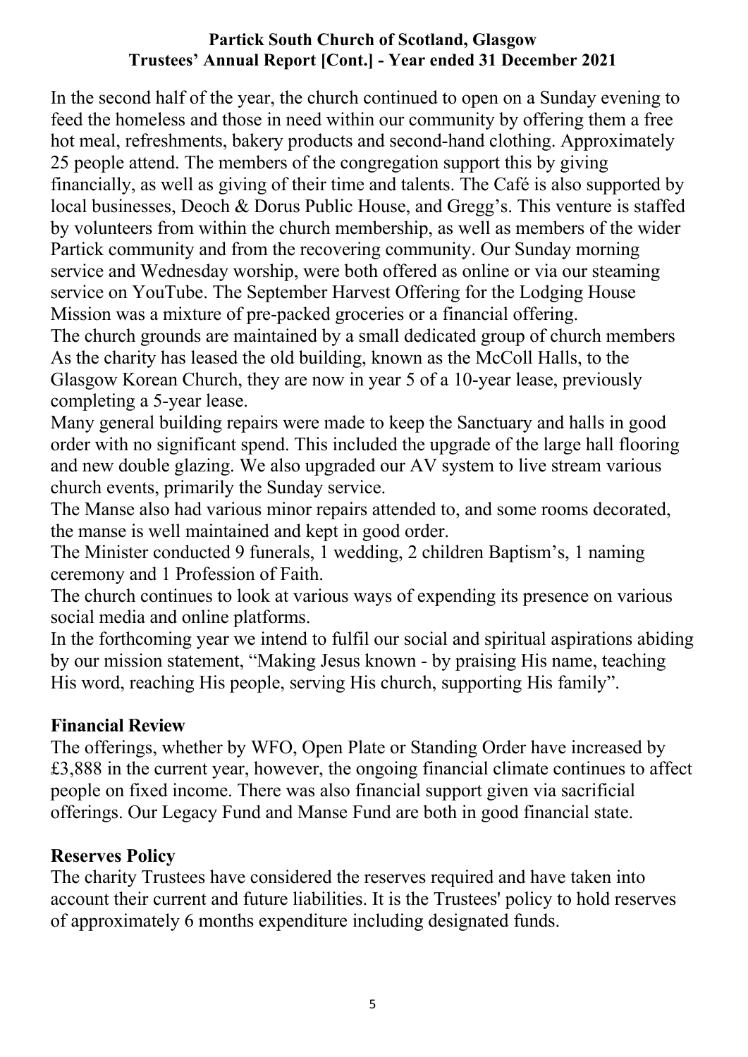In the second half of the year, the church continued to open on a Sunday evening to feed the homeless and those in need within our community by offering them a free hot meal, refreshments, bakery products and second-hand clothing. Approximately 25 people attend. The members of the congregation support this by giving financially, as well as giving of their time and talents. The Café is also supported by local businesses, Deoch & Dorus Public House, and Gregg's. This venture is staffed by volunteers from within the church membership, as well as members of the wider Partick community and from the recovering community. Our Sunday morning service and Wednesday worship, were both offered as online or via our steaming service on YouTube. The September Harvest Offering for the Lodging House Mission was a mixture of pre-packed groceries or a financial offering.

The church grounds are maintained by a small dedicated group of church members

As the charity has leased the old building, known as the McColl Halls, to the Glasgow Korean Church, they are now in year 5 of a 10-year lease, previously completing a 5-year lease.

Many general building repairs were made to keep the Sanctuary and halls in good order with no significant spend. This included the upgrade of the large hall flooring and new double glazing. We also upgraded our AV system to live stream various church events, primarily the Sunday service.

The Manse also had various minor repairs attended to, and some rooms decorated, the manse is well maintained and kept in good order.

The Minister conducted 9 funerals, 1 wedding, 2 children Baptism's, 1 naming ceremony and 1 Profession of Faith.

The church continues to look at various ways of expending its presence on various social media and online platforms.

In the forthcoming year we intend to fulfil our social and spiritual aspirations abiding by our mission statement, "Making Jesus known - by praising His name, teaching His word, reaching His people, serving His church, supporting His family".

## Financial Review

The offerings, whether by WFO, Open Plate or Standing Order have increased by £3,888 in the current year, however, the ongoing financial climate continues to affect people on fixed income. There was also financial support given via sacrificial offerings. Our Legacy Fund and Manse Fund are both in good financial state.

## Reserves Policy

The charity Trustees have considered the reserves required and have taken into account their current and future liabilities. It is the Trustees' policy to hold reserves of approximately 6 months expenditure including designated funds.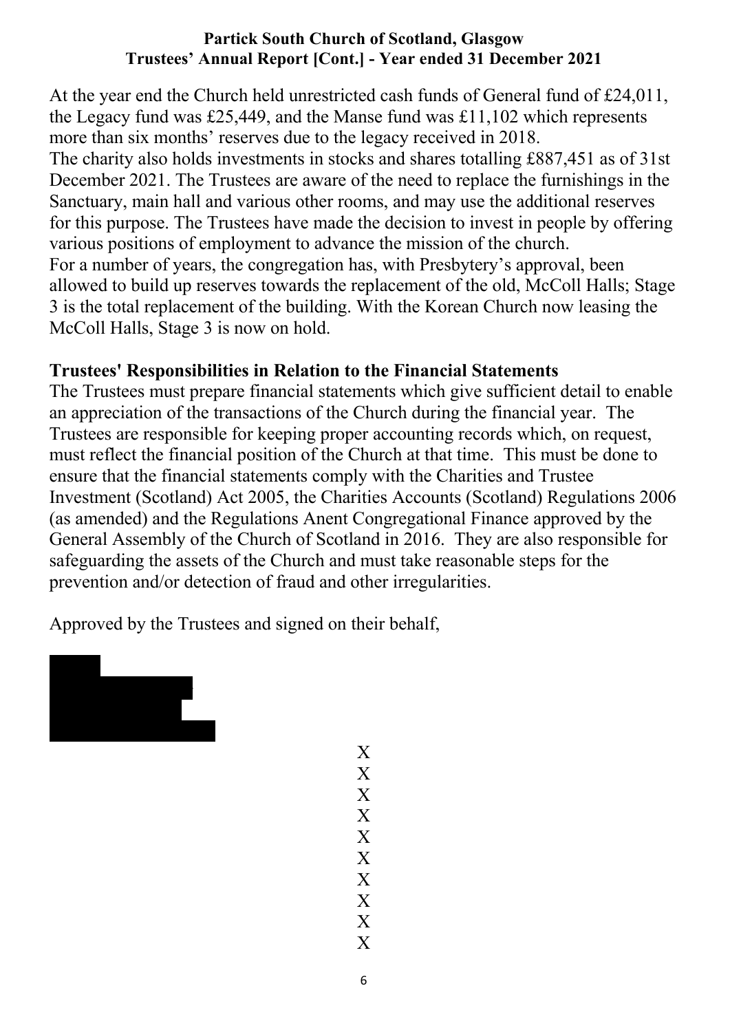At the year end the Church held unrestricted cash funds of General fund of £24,011, the Legacy fund was £25,449, and the Manse fund was £11,102 which represents more than six months' reserves due to the legacy received in 2018.

The charity also holds investments in stocks and shares totalling £887,451 as of 31st December 2021. The Trustees are aware of the need to replace the furnishings in the Sanctuary, main hall and various other rooms, and may use the additional reserves for this purpose. The Trustees have made the decision to invest in people by offering various positions of employment to advance the mission of the church.

For a number of years, the congregation has, with Presbytery's approval, been allowed to build up reserves towards the replacement of the old, McColl Halls; Stage 3 is the total replacement of the building. With the Korean Church now leasing the McColl Halls, Stage 3 is now on hold.

## Trustees' Responsibilities in Relation to the Financial Statements

The Trustees must prepare financial statements which give sufficient detail to enable an appreciation of the transactions of the Church during the financial year. The Trustees are responsible for keeping proper accounting records which, on request, must reflect the financial position of the Church at that time. This must be done to ensure that the financial statements comply with the Charities and Trustee Investment (Scotland) Act 2005, the Charities Accounts (Scotland) Regulations 2006 (as amended) and the Regulations Anent Congregational Finance approved by the General Assembly of the Church of Scotland in 2016. They are also responsible for safeguarding the assets of the Church and must take reasonable steps for the prevention and/or detection of fraud and other irregularities.

Approved by the Trustees and signed on their behalf,

X
X
X
X
X
X
X
X
X
X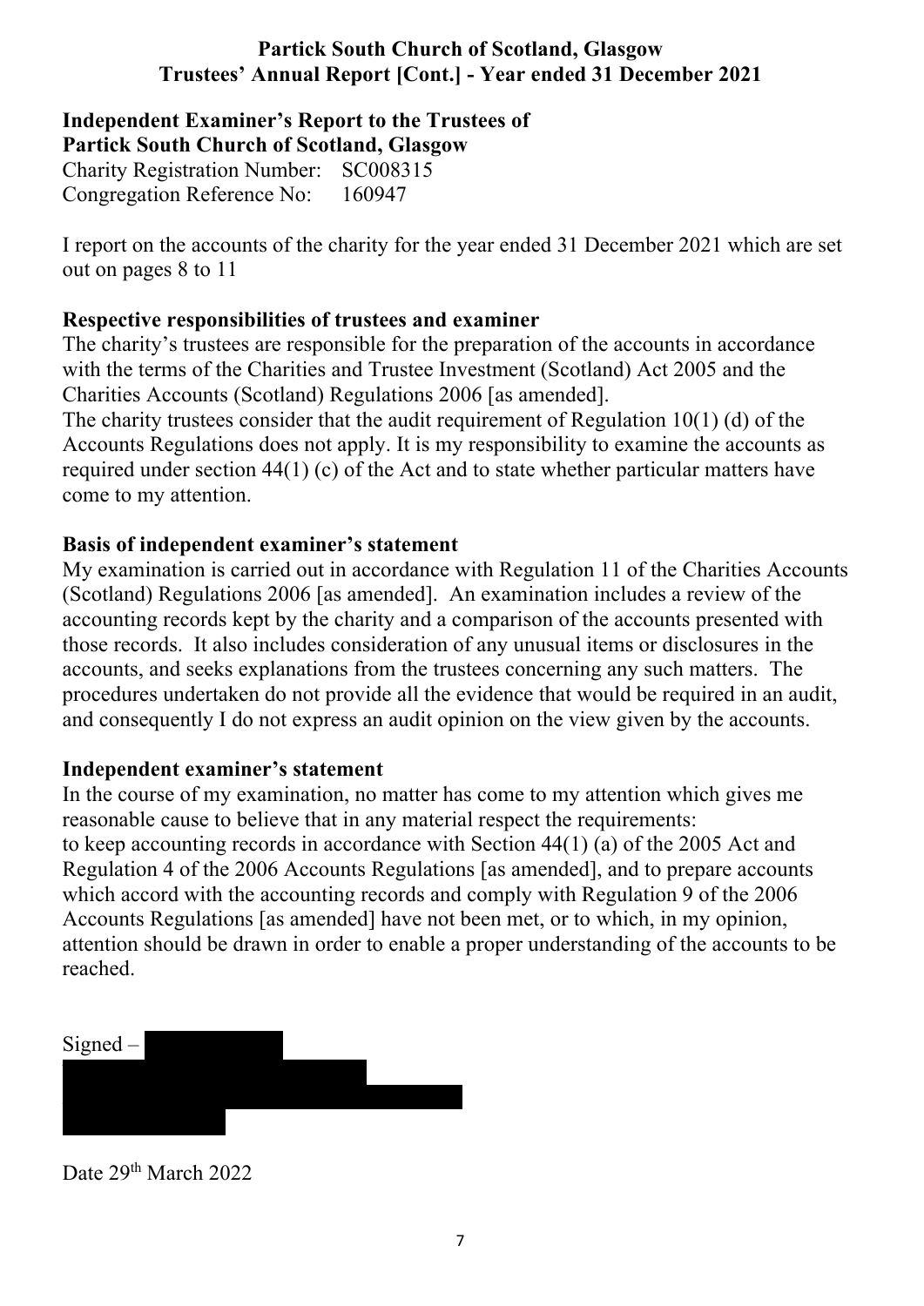# Partick South Church of Scotland, Glasgow
# Trustees' Annual Report [Cont.] - Year ended 31 December 2021

**Independent Examiner's Report to the Trustees of**
**Partick South Church of Scotland, Glasgow**

Charity Registration Number: SC008315
Congregation Reference No: 160947

I report on the accounts of the charity for the year ended 31 December 2021 which are set out on pages 8 to 11

## Respective responsibilities of trustees and examiner

The charity's trustees are responsible for the preparation of the accounts in accordance with the terms of the Charities and Trustee Investment (Scotland) Act 2005 and the Charities Accounts (Scotland) Regulations 2006 [as amended].
The charity trustees consider that the audit requirement of Regulation 10(1) (d) of the Accounts Regulations does not apply. It is my responsibility to examine the accounts as required under section 44(1) (c) of the Act and to state whether particular matters have come to my attention.

## Basis of independent examiner's statement

My examination is carried out in accordance with Regulation 11 of the Charities Accounts (Scotland) Regulations 2006 [as amended]. An examination includes a review of the accounting records kept by the charity and a comparison of the accounts presented with those records. It also includes consideration of any unusual items or disclosures in the accounts, and seeks explanations from the trustees concerning any such matters. The procedures undertaken do not provide all the evidence that would be required in an audit, and consequently I do not express an audit opinion on the view given by the accounts.

## Independent examiner's statement

In the course of my examination, no matter has come to my attention which gives me reasonable cause to believe that in any material respect the requirements:
to keep accounting records in accordance with Section 44(1) (a) of the 2005 Act and Regulation 4 of the 2006 Accounts Regulations [as amended], and to prepare accounts which accord with the accounting records and comply with Regulation 9 of the 2006 Accounts Regulations [as amended] have not been met, or to which, in my opinion, attention should be drawn in order to enable a proper understanding of the accounts to be reached.

Signed –

Date 29th March 2022